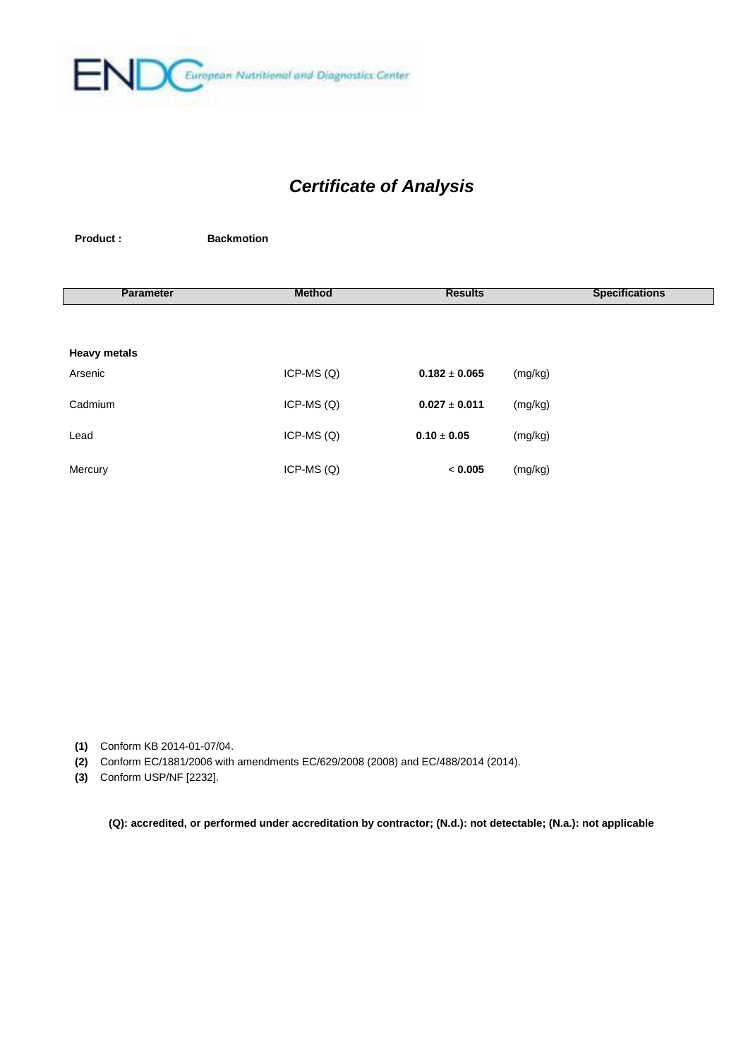ENDC European Nutritional and Diagnostics Center

# *Certificate of Analysis*

**Product :** **Backmotion**

| Parameter | Method | Results | | Specifications |
|---|---|---|---|---|
| **Heavy metals** | | | | |
| Arsenic | ICP-MS (Q) | **0.182** ± **0.065** | (mg/kg) | |
| Cadmium | ICP-MS (Q) | **0.027** ± **0.011** | (mg/kg) | |
| Lead | ICP-MS (Q) | **0.10** ± **0.05** | (mg/kg) | |
| Mercury | ICP-MS (Q) | < **0.005** | (mg/kg) | |

**(1)** Conform KB 2014-01-07/04.

**(2)** Conform EC/1881/2006 with amendments EC/629/2008 (2008) and EC/488/2014 (2014).

**(3)** Conform USP/NF [2232].

**(Q): accredited, or performed under accreditation by contractor; (N.d.): not detectable; (N.a.): not applicable**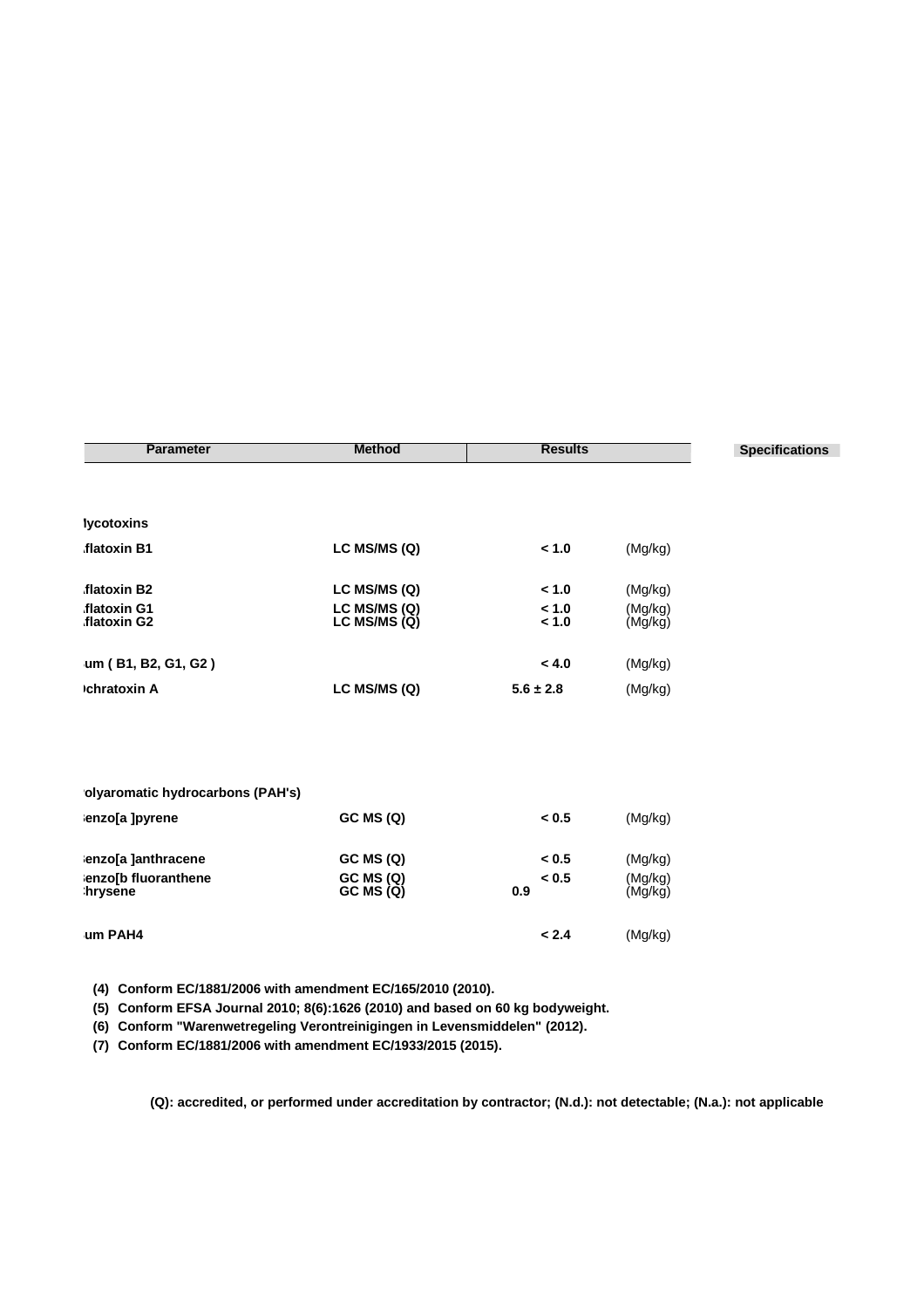| Parameter | Method | Results | | Specifications |
|---|---|---|---|---|
| **lycotoxins** | | | | |
| **flatoxin B1** | **LC MS/MS (Q)** | **< 1.0** | (Mg/kg) | |
| **flatoxin B2** | **LC MS/MS (Q)** | **< 1.0** | (Mg/kg) | |
| **flatoxin G1** | **LC MS/MS (Q)** | **< 1.0** | (Mg/kg) | |
| **flatoxin G2** | **LC MS/MS (Q)** | **< 1.0** | (Mg/kg) | |
| **um ( B1, B2, G1, G2 )** | | **< 4.0** | (Mg/kg) | |
| **chratoxin A** | **LC MS/MS (Q)** | **5.6 ± 2.8** | (Mg/kg) | |
| **olyaromatic hydrocarbons (PAH's)** | | | | |
| **enzo[a ]pyrene** | **GC MS (Q)** | **< 0.5** | (Mg/kg) | |
| **enzo[a ]anthracene** | **GC MS (Q)** | **< 0.5** | (Mg/kg) | |
| **enzo[b fluoranthene** | **GC MS (Q)** | **< 0.5** | (Mg/kg) | |
| **hrysene** | **GC MS (Q)** | **0.9** | (Mg/kg) | |
| **um PAH4** | | **< 2.4** | (Mg/kg) | |

**(4) Conform EC/1881/2006 with amendment EC/165/2010 (2010).**

**(5) Conform EFSA Journal 2010; 8(6):1626 (2010) and based on 60 kg bodyweight.**

**(6) Conform "Warenwetregeling Verontreinigingen in Levensmiddelen" (2012).**

**(7) Conform EC/1881/2006 with amendment EC/1933/2015 (2015).**

**(Q): accredited, or performed under accreditation by contractor; (N.d.): not detectable; (N.a.): not applicable**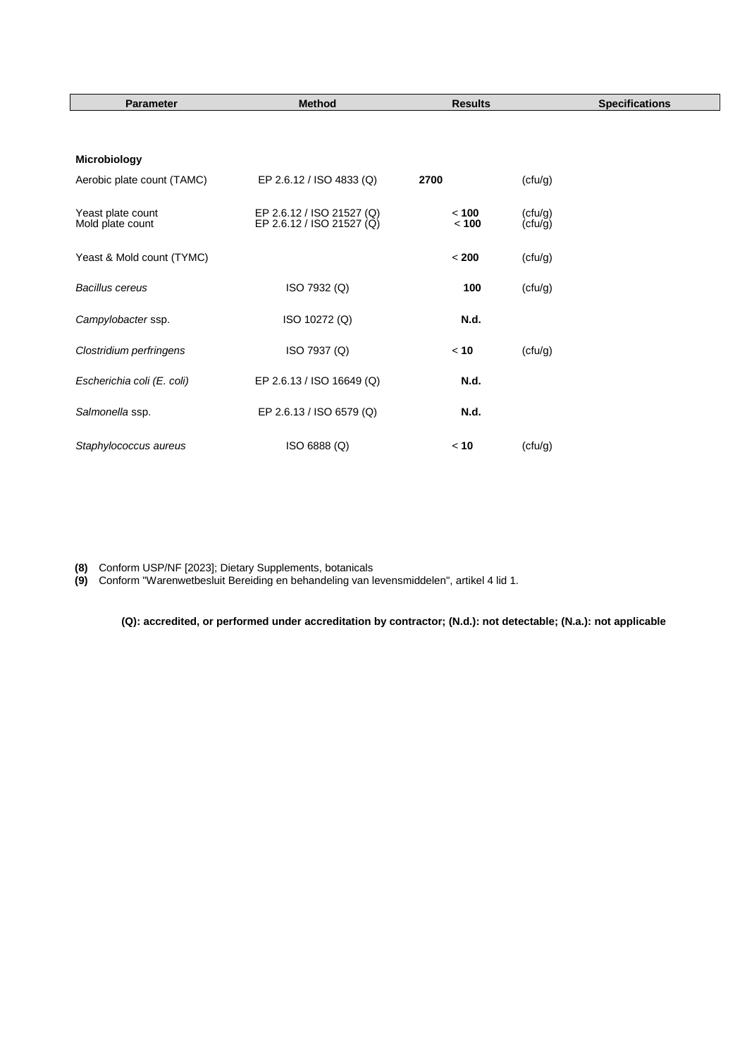| Parameter | Method | Results | | Specifications |
|---|---|---|---|---|
| **Microbiology** | | | | |
| Aerobic plate count (TAMC) | EP 2.6.12 / ISO 4833 (Q) | **2700** | (cfu/g) | |
| Yeast plate count | EP 2.6.12 / ISO 21527 (Q) | < **100** | (cfu/g) | |
| Mold plate count | EP 2.6.12 / ISO 21527 (Q) | < **100** | (cfu/g) | |
| Yeast & Mold count (TYMC) | | < **200** | (cfu/g) | |
| *Bacillus cereus* | ISO 7932 (Q) | **100** | (cfu/g) | |
| *Campylobacter* ssp. | ISO 10272 (Q) | **N.d.** | | |
| *Clostridium perfringens* | ISO 7937 (Q) | < **10** | (cfu/g) | |
| *Escherichia coli (E. coli)* | EP 2.6.13 / ISO 16649 (Q) | **N.d.** | | |
| *Salmonella* ssp. | EP 2.6.13 / ISO 6579 (Q) | **N.d.** | | |
| *Staphylococcus aureus* | ISO 6888 (Q) | < **10** | (cfu/g) | |

**(8)** Conform USP/NF [2023]; Dietary Supplements, botanicals
**(9)** Conform "Warenwetbesluit Bereiding en behandeling van levensmiddelen", artikel 4 lid 1.

**(Q): accredited, or performed under accreditation by contractor; (N.d.): not detectable; (N.a.): not applicable**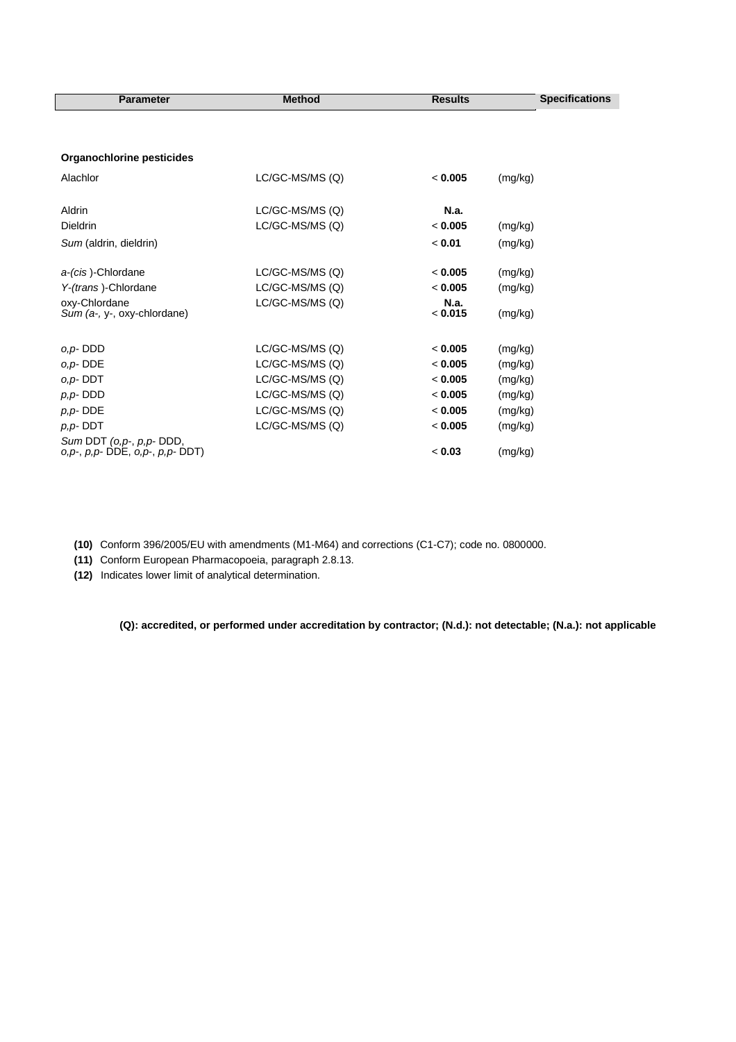| Parameter | Method | Results | | Specifications |
|---|---|---|---|---|
| **Organochlorine pesticides** | | | | |
| Alachlor | LC/GC-MS/MS (Q) | < **0.005** | (mg/kg) | |
| Aldrin | LC/GC-MS/MS (Q) | **N.a.** | | |
| Dieldrin | LC/GC-MS/MS (Q) | < **0.005** | (mg/kg) | |
| *Sum* (aldrin, dieldrin) | | < **0.01** | (mg/kg) | |
| *a-(cis* )-Chlordane | LC/GC-MS/MS (Q) | < **0.005** | (mg/kg) | |
| *Y-(trans* )-Chlordane | LC/GC-MS/MS (Q) | < **0.005** | (mg/kg) | |
| oxy-Chlordane | LC/GC-MS/MS (Q) | **N.a.** | | |
| *Sum (a-,* y-, oxy-chlordane) | | < **0.015** | (mg/kg) | |
| *o,p*- DDD | LC/GC-MS/MS (Q) | < **0.005** | (mg/kg) | |
| *o,p*- DDE | LC/GC-MS/MS (Q) | < **0.005** | (mg/kg) | |
| *o,p*- DDT | LC/GC-MS/MS (Q) | < **0.005** | (mg/kg) | |
| *p,p*- DDD | LC/GC-MS/MS (Q) | < **0.005** | (mg/kg) | |
| *p,p*- DDE | LC/GC-MS/MS (Q) | < **0.005** | (mg/kg) | |
| *p,p*- DDT | LC/GC-MS/MS (Q) | < **0.005** | (mg/kg) | |
| *Sum* DDT *(o,p-, p,p-* DDD, *o,p-*, *p,p-* DDE, *o,p-*, *p,p-* DDT) | | < **0.03** | (mg/kg) | |

**(10)** Conform 396/2005/EU with amendments (M1-M64) and corrections (C1-C7); code no. 0800000.

**(11)** Conform European Pharmacopoeia, paragraph 2.8.13.

**(12)** Indicates lower limit of analytical determination.

**(Q): accredited, or performed under accreditation by contractor; (N.d.): not detectable; (N.a.): not applicable**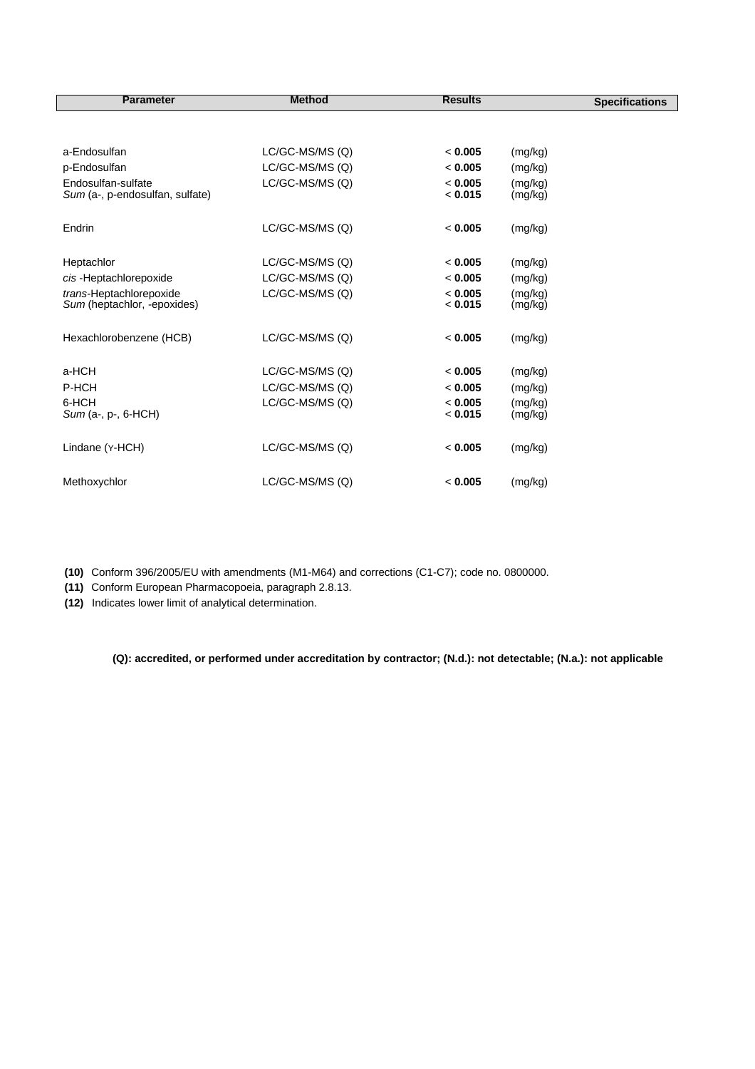| Parameter | Method | Results | | Specifications |
|---|---|---|---|---|
| a-Endosulfan | LC/GC-MS/MS (Q) | < **0.005** | (mg/kg) | |
| p-Endosulfan | LC/GC-MS/MS (Q) | < **0.005** | (mg/kg) | |
| Endosulfan-sulfate | LC/GC-MS/MS (Q) | < **0.005** | (mg/kg) | |
| *Sum* (a-, p-endosulfan, sulfate) | | < **0.015** | (mg/kg) | |
| Endrin | LC/GC-MS/MS (Q) | < **0.005** | (mg/kg) | |
| Heptachlor | LC/GC-MS/MS (Q) | < **0.005** | (mg/kg) | |
| *cis* -Heptachlorepoxide | LC/GC-MS/MS (Q) | < **0.005** | (mg/kg) | |
| *trans*-Heptachlorepoxide | LC/GC-MS/MS (Q) | < **0.005** | (mg/kg) | |
| *Sum* (heptachlor, -epoxides) | | < **0.015** | (mg/kg) | |
| Hexachlorobenzene (HCB) | LC/GC-MS/MS (Q) | < **0.005** | (mg/kg) | |
| a-HCH | LC/GC-MS/MS (Q) | < **0.005** | (mg/kg) | |
| P-HCH | LC/GC-MS/MS (Q) | < **0.005** | (mg/kg) | |
| 6-HCH | LC/GC-MS/MS (Q) | < **0.005** | (mg/kg) | |
| *Sum* (a-, p-, 6-HCH) | | < **0.015** | (mg/kg) | |
| Lindane (Y-HCH) | LC/GC-MS/MS (Q) | < **0.005** | (mg/kg) | |
| Methoxychlor | LC/GC-MS/MS (Q) | < **0.005** | (mg/kg) | |

**(10)** Conform 396/2005/EU with amendments (M1-M64) and corrections (C1-C7); code no. 0800000.

**(11)** Conform European Pharmacopoeia, paragraph 2.8.13.

**(12)** Indicates lower limit of analytical determination.

**(Q): accredited, or performed under accreditation by contractor; (N.d.): not detectable; (N.a.): not applicable**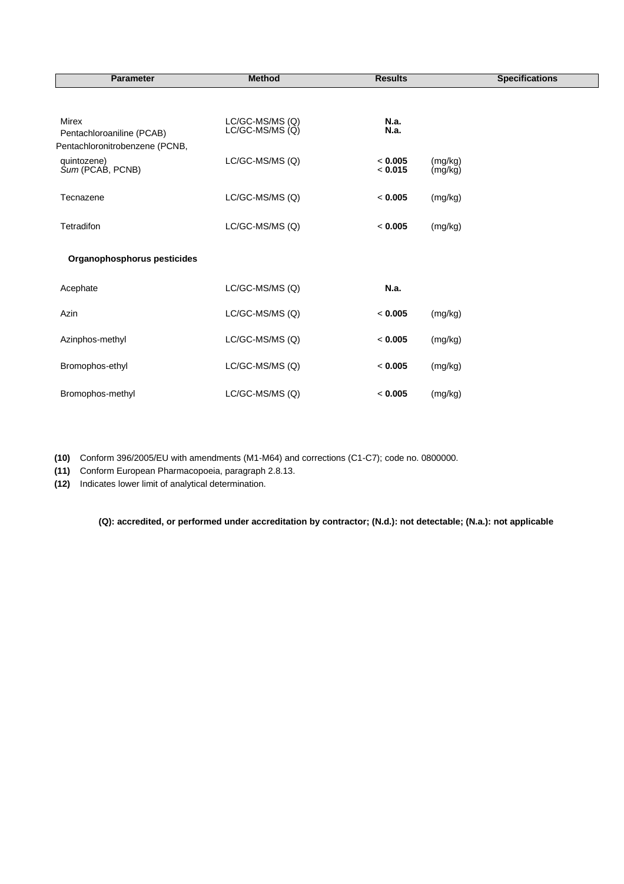| Parameter | Method | Results | | Specifications |
|---|---|---|---|---|
| Mirex | LC/GC-MS/MS (Q) | **N.a.** | | |
| Pentachloroaniline (PCAB) | LC/GC-MS/MS (Q) | **N.a.** | | |
| Pentachloronitrobenzene (PCNB, quintozene) | LC/GC-MS/MS (Q) | < **0.005** | (mg/kg) | |
| *Sum* (PCAB, PCNB) | | < **0.015** | (mg/kg) | |
| Tecnazene | LC/GC-MS/MS (Q) | < **0.005** | (mg/kg) | |
| Tetradifon | LC/GC-MS/MS (Q) | < **0.005** | (mg/kg) | |
| **Organophosphorus pesticides** | | | | |
| Acephate | LC/GC-MS/MS (Q) | **N.a.** | | |
| Azin | LC/GC-MS/MS (Q) | < **0.005** | (mg/kg) | |
| Azinphos-methyl | LC/GC-MS/MS (Q) | < **0.005** | (mg/kg) | |
| Bromophos-ethyl | LC/GC-MS/MS (Q) | < **0.005** | (mg/kg) | |
| Bromophos-methyl | LC/GC-MS/MS (Q) | < **0.005** | (mg/kg) | |

**(10)** Conform 396/2005/EU with amendments (M1-M64) and corrections (C1-C7); code no. 0800000.

**(11)** Conform European Pharmacopoeia, paragraph 2.8.13.

**(12)** Indicates lower limit of analytical determination.

**(Q): accredited, or performed under accreditation by contractor; (N.d.): not detectable; (N.a.): not applicable**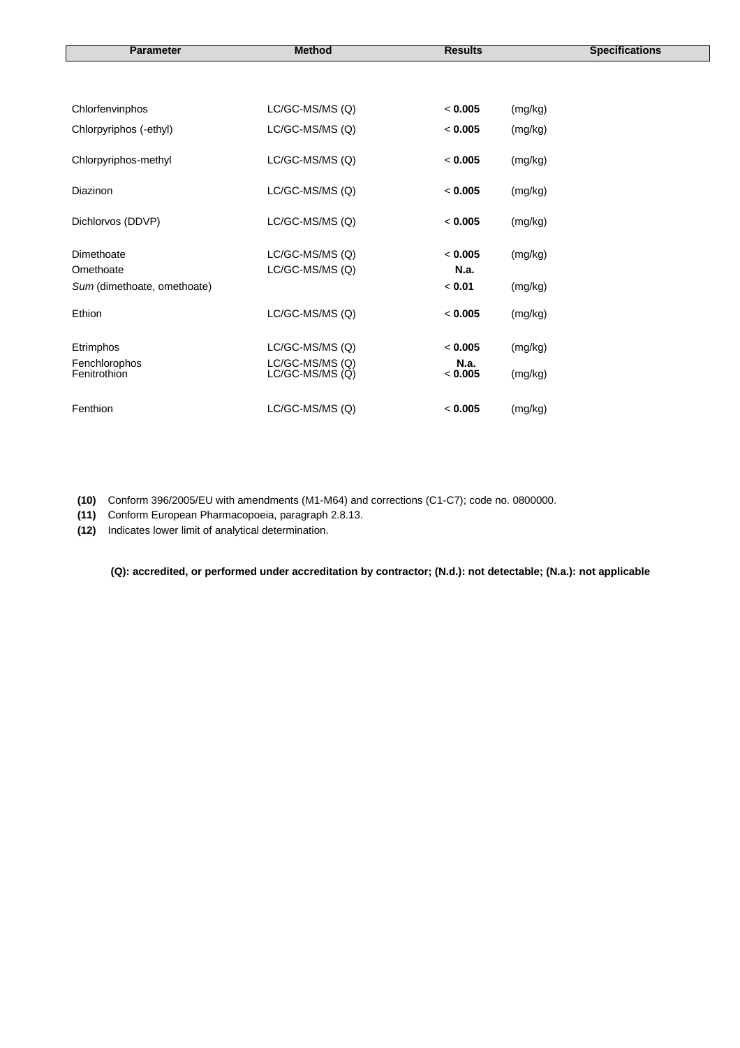| Parameter | Method | Results | | Specifications |
|---|---|---|---|---|
| Chlorfenvinphos | LC/GC-MS/MS (Q) | < **0.005** | (mg/kg) | |
| Chlorpyriphos (-ethyl) | LC/GC-MS/MS (Q) | < **0.005** | (mg/kg) | |
| Chlorpyriphos-methyl | LC/GC-MS/MS (Q) | < **0.005** | (mg/kg) | |
| Diazinon | LC/GC-MS/MS (Q) | < **0.005** | (mg/kg) | |
| Dichlorvos (DDVP) | LC/GC-MS/MS (Q) | < **0.005** | (mg/kg) | |
| Dimethoate | LC/GC-MS/MS (Q) | < **0.005** | (mg/kg) | |
| Omethoate | LC/GC-MS/MS (Q) | **N.a.** | | |
| *Sum* (dimethoate, omethoate) | | < **0.01** | (mg/kg) | |
| Ethion | LC/GC-MS/MS (Q) | < **0.005** | (mg/kg) | |
| Etrimphos | LC/GC-MS/MS (Q) | < **0.005** | (mg/kg) | |
| Fenchlorophos | LC/GC-MS/MS (Q) | **N.a.** | | |
| Fenitrothion | LC/GC-MS/MS (Q) | < **0.005** | (mg/kg) | |
| Fenthion | LC/GC-MS/MS (Q) | < **0.005** | (mg/kg) | |

**(10)** Conform 396/2005/EU with amendments (M1-M64) and corrections (C1-C7); code no. 0800000.

**(11)** Conform European Pharmacopoeia, paragraph 2.8.13.

**(12)** Indicates lower limit of analytical determination.

**(Q): accredited, or performed under accreditation by contractor; (N.d.): not detectable; (N.a.): not applicable**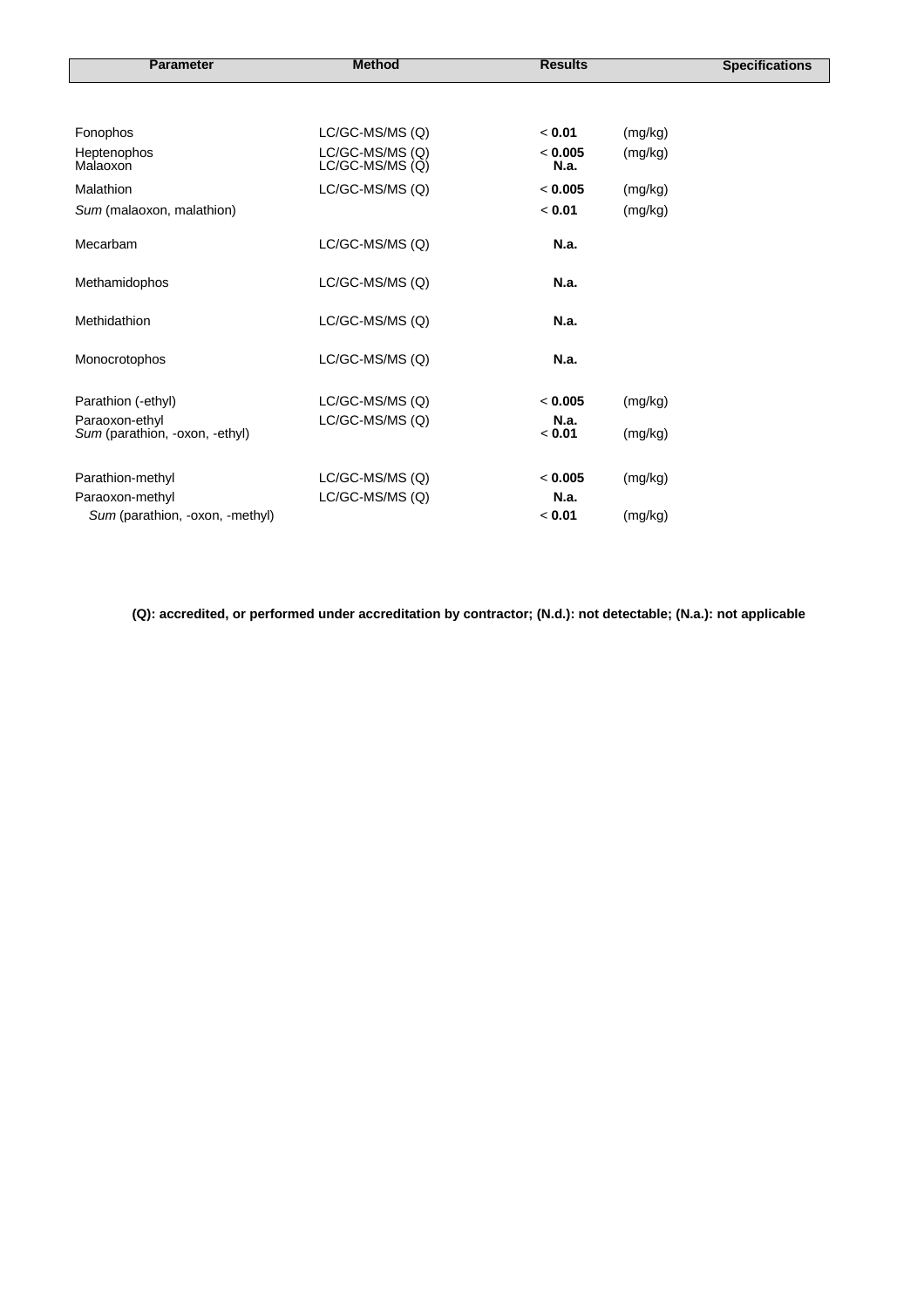| Parameter | Method | Results | | Specifications |
|---|---|---|---|---|
| Fonophos | LC/GC-MS/MS (Q) | < **0.01** | (mg/kg) | |
| Heptenophos | LC/GC-MS/MS (Q) | < **0.005** | (mg/kg) | |
| Malaoxon | LC/GC-MS/MS (Q) | **N.a.** | | |
| Malathion | LC/GC-MS/MS (Q) | < **0.005** | (mg/kg) | |
| *Sum* (malaoxon, malathion) | | < **0.01** | (mg/kg) | |
| Mecarbam | LC/GC-MS/MS (Q) | **N.a.** | | |
| Methamidophos | LC/GC-MS/MS (Q) | **N.a.** | | |
| Methidathion | LC/GC-MS/MS (Q) | **N.a.** | | |
| Monocrotophos | LC/GC-MS/MS (Q) | **N.a.** | | |
| Parathion (-ethyl) | LC/GC-MS/MS (Q) | < **0.005** | (mg/kg) | |
| Paraoxon-ethyl | LC/GC-MS/MS (Q) | **N.a.** | | |
| *Sum* (parathion, -oxon, -ethyl) | | < **0.01** | (mg/kg) | |
| Parathion-methyl | LC/GC-MS/MS (Q) | < **0.005** | (mg/kg) | |
| Paraoxon-methyl | LC/GC-MS/MS (Q) | **N.a.** | | |
| *Sum* (parathion, -oxon, -methyl) | | < **0.01** | (mg/kg) | |

**(Q): accredited, or performed under accreditation by contractor; (N.d.): not detectable; (N.a.): not applicable**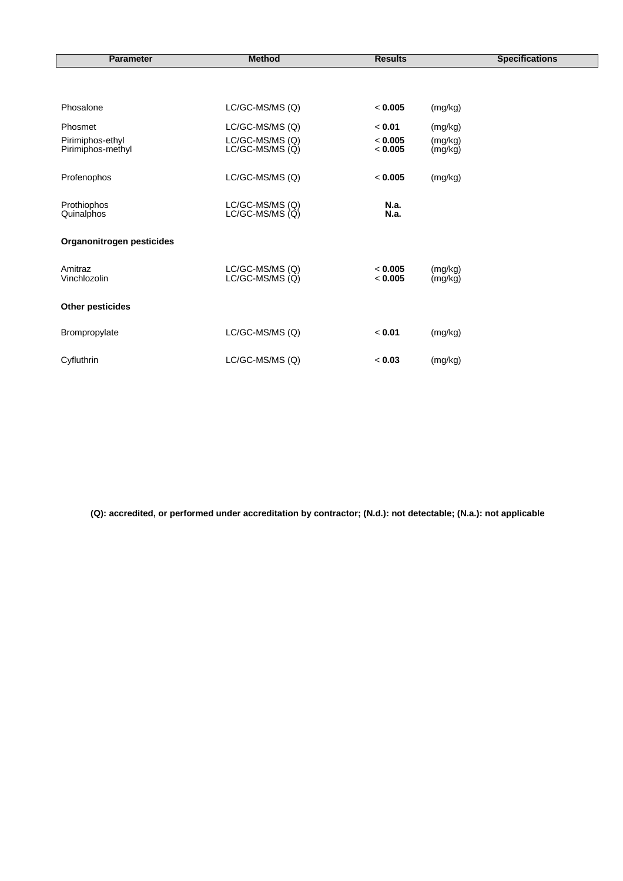| Parameter | Method | Results | | Specifications |
|---|---|---|---|---|
| Phosalone | LC/GC-MS/MS (Q) | < **0.005** | (mg/kg) | |
| Phosmet | LC/GC-MS/MS (Q) | < **0.01** | (mg/kg) | |
| Pirimiphos-ethyl | LC/GC-MS/MS (Q) | < **0.005** | (mg/kg) | |
| Pirimiphos-methyl | LC/GC-MS/MS (Q) | < **0.005** | (mg/kg) | |
| Profenophos | LC/GC-MS/MS (Q) | < **0.005** | (mg/kg) | |
| Prothiophos | LC/GC-MS/MS (Q) | **N.a.** | | |
| Quinalphos | LC/GC-MS/MS (Q) | **N.a.** | | |
| **Organonitrogen pesticides** | | | | |
| Amitraz | LC/GC-MS/MS (Q) | < **0.005** | (mg/kg) | |
| Vinchlozolin | LC/GC-MS/MS (Q) | < **0.005** | (mg/kg) | |
| **Other pesticides** | | | | |
| Brompropylate | LC/GC-MS/MS (Q) | < **0.01** | (mg/kg) | |
| Cyfluthrin | LC/GC-MS/MS (Q) | < **0.03** | (mg/kg) | |

**(Q): accredited, or performed under accreditation by contractor; (N.d.): not detectable; (N.a.): not applicable**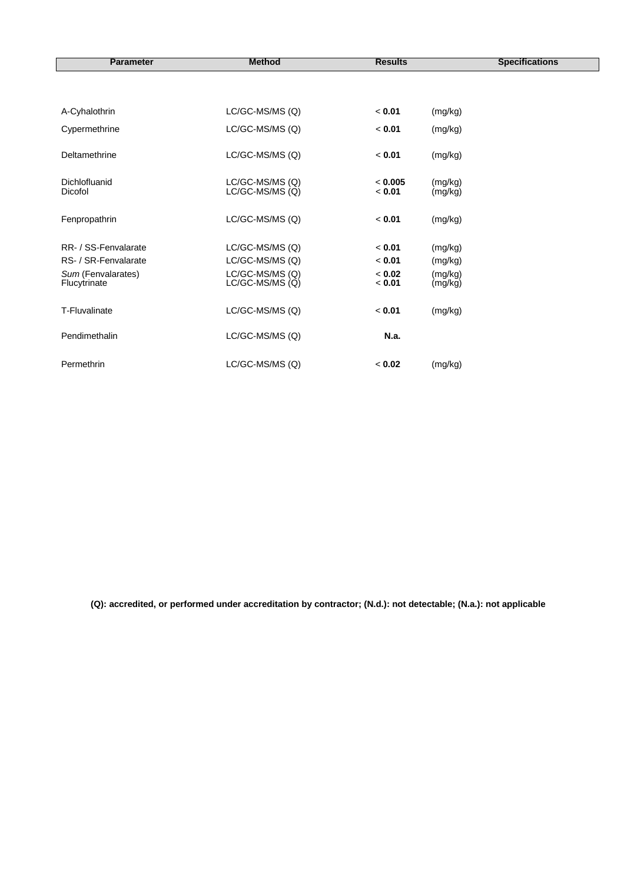| Parameter | Method | Results | | Specifications |
|---|---|---|---|---|
| A-Cyhalothrin | LC/GC-MS/MS (Q) | < **0.01** | (mg/kg) | |
| Cypermethrine | LC/GC-MS/MS (Q) | < **0.01** | (mg/kg) | |
| Deltamethrine | LC/GC-MS/MS (Q) | < **0.01** | (mg/kg) | |
| Dichlofluanid | LC/GC-MS/MS (Q) | < **0.005** | (mg/kg) | |
| Dicofol | LC/GC-MS/MS (Q) | < **0.01** | (mg/kg) | |
| Fenpropathrin | LC/GC-MS/MS (Q) | < **0.01** | (mg/kg) | |
| RR- / SS-Fenvalarate | LC/GC-MS/MS (Q) | < **0.01** | (mg/kg) | |
| RS- / SR-Fenvalarate | LC/GC-MS/MS (Q) | < **0.01** | (mg/kg) | |
| *Sum* (Fenvalarates) | LC/GC-MS/MS (Q) | < **0.02** | (mg/kg) | |
| Flucytrinate | LC/GC-MS/MS (Q) | < **0.01** | (mg/kg) | |
| T-Fluvalinate | LC/GC-MS/MS (Q) | < **0.01** | (mg/kg) | |
| Pendimethalin | LC/GC-MS/MS (Q) | **N.a.** | | |
| Permethrin | LC/GC-MS/MS (Q) | < **0.02** | (mg/kg) | |

**(Q): accredited, or performed under accreditation by contractor; (N.d.): not detectable; (N.a.): not applicable**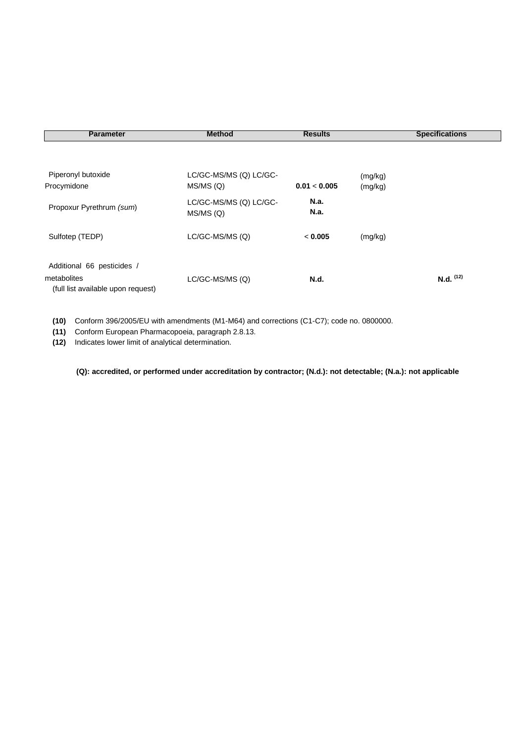| Parameter | Method | Results | | Specifications |
| --- | --- | --- | --- | --- |
| Piperonyl butoxide Procymidone | LC/GC-MS/MS (Q) LC/GC-MS/MS (Q) | **0.01** < **0.005** | (mg/kg) (mg/kg) | |
| Propoxur Pyrethrum *(sum)* | LC/GC-MS/MS (Q) LC/GC-MS/MS (Q) | **N.a.** **N.a.** | | |
| Sulfotep (TEDP) | LC/GC-MS/MS (Q) | < **0.005** | (mg/kg) | |
| Additional 66 pesticides / metabolites (full list available upon request) | LC/GC-MS/MS (Q) | **N.d.** | | **N.d.** [(12)] |

**(10)** Conform 396/2005/EU with amendments (M1-M64) and corrections (C1-C7); code no. 0800000.
**(11)** Conform European Pharmacopoeia, paragraph 2.8.13.
**(12)** Indicates lower limit of analytical determination.

**(Q): accredited, or performed under accreditation by contractor; (N.d.): not detectable; (N.a.): not applicable**